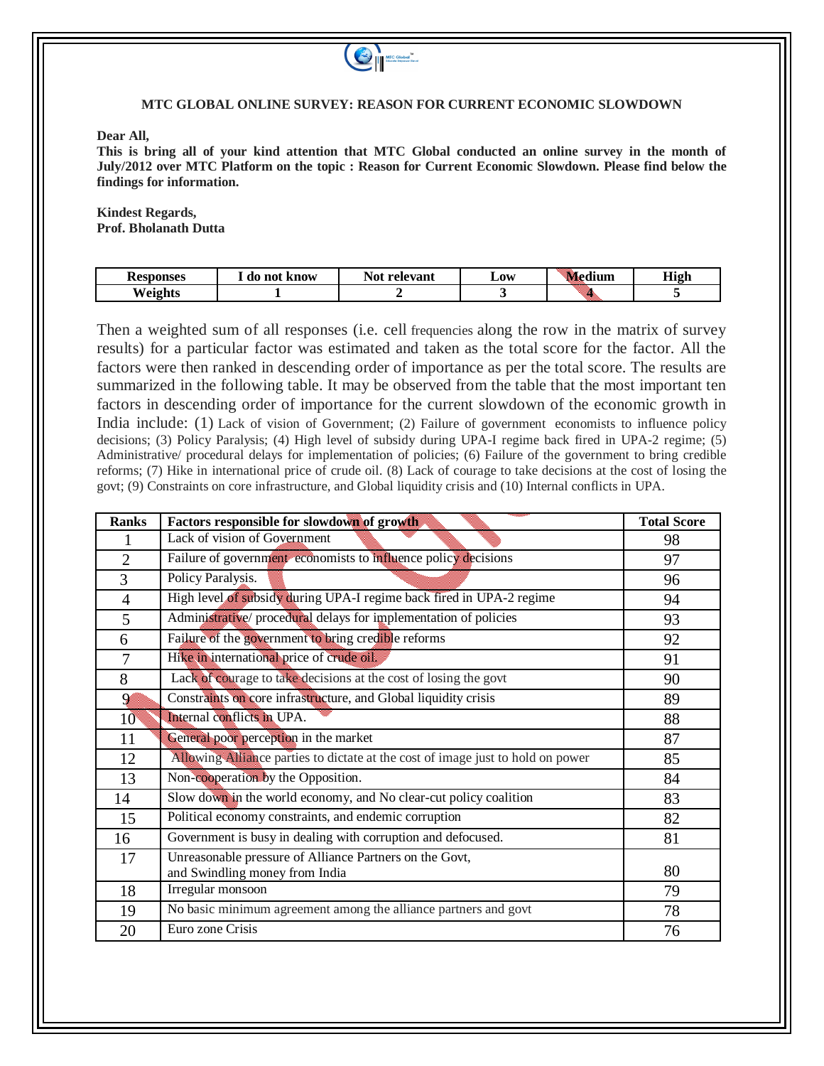**MTC GLOBAL ONLINE SURVEY: REASON FOR CURRENT ECONOMIC SLOWDOWN**

**Dear All,**

**This is bring all of your kind attention that MTC Global conducted an online survey in the month of July/2012 over MTC Platform on the topic : Reason for Current Economic Slowdown. Please find below the findings for information.**

**Kindest Regards,**
**Prof. Bholanath Dutta**

| Responses | I do not know | Not relevant | Low | Medium | High |
|---|---|---|---|---|---|
| Weights | 1 | 2 | 3 | 4 | 5 |

Then a weighted sum of all responses (i.e. cell frequencies along the row in the matrix of survey results) for a particular factor was estimated and taken as the total score for the factor. All the factors were then ranked in descending order of importance as per the total score. The results are summarized in the following table. It may be observed from the table that the most important ten factors in descending order of importance for the current slowdown of the economic growth in India include: (1) Lack of vision of Government; (2) Failure of government economists to influence policy decisions; (3) Policy Paralysis; (4) High level of subsidy during UPA-I regime back fired in UPA-2 regime; (5) Administrative/ procedural delays for implementation of policies; (6) Failure of the government to bring credible reforms; (7) Hike in international price of crude oil. (8) Lack of courage to take decisions at the cost of losing the govt; (9) Constraints on core infrastructure, and Global liquidity crisis and (10) Internal conflicts in UPA.

| Ranks | Factors responsible for slowdown of growth | Total Score |
|---|---|---|
| 1 | Lack of vision of Government | 98 |
| 2 | Failure of government economists to influence policy decisions | 97 |
| 3 | Policy Paralysis. | 96 |
| 4 | High level of subsidy during UPA-I regime back fired in UPA-2 regime | 94 |
| 5 | Administrative/ procedural delays for implementation of policies | 93 |
| 6 | Failure of the government to bring credible reforms | 92 |
| 7 | Hike in international price of crude oil. | 91 |
| 8 | Lack of courage to take decisions at the cost of losing the govt | 90 |
| 9 | Constraints on core infrastructure, and Global liquidity crisis | 89 |
| 10 | Internal conflicts in UPA. | 88 |
| 11 | General poor perception in the market | 87 |
| 12 | Allowing Alliance parties to dictate at the cost of image just to hold on power | 85 |
| 13 | Non-cooperation by the Opposition. | 84 |
| 14 | Slow down in the world economy, and No clear-cut policy coalition | 83 |
| 15 | Political economy constraints, and endemic corruption | 82 |
| 16 | Government is busy in dealing with corruption and defocused. | 81 |
| 17 | Unreasonable pressure of Alliance Partners on the Govt, and Swindling money from India | 80 |
| 18 | Irregular monsoon | 79 |
| 19 | No basic minimum agreement among the alliance partners and govt | 78 |
| 20 | Euro zone Crisis | 76 |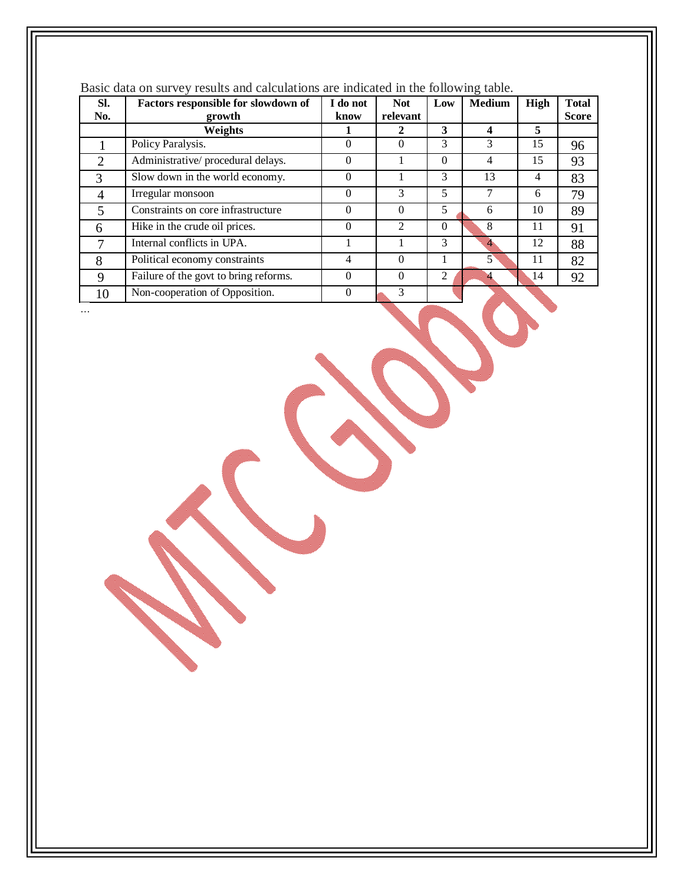Basic data on survey results and calculations are indicated in the following table.

| Sl. No. | Factors responsible for slowdown of growth | I do not know | Not relevant | Low | Medium | High | Total Score |
|---|---|---|---|---|---|---|---|
| | **Weights** | **1** | **2** | **3** | **4** | **5** | |
| 1 | Policy Paralysis. | 0 | 0 | 3 | 3 | 15 | 96 |
| 2 | Administrative/ procedural delays. | 0 | 1 | 0 | 4 | 15 | 93 |
| 3 | Slow down in the world economy. | 0 | 1 | 3 | 13 | 4 | 83 |
| 4 | Irregular monsoon | 0 | 3 | 5 | 7 | 6 | 79 |
| 5 | Constraints on core infrastructure | 0 | 0 | 5 | 6 | 10 | 89 |
| 6 | Hike in the crude oil prices. | 0 | 2 | 0 | 8 | 11 | 91 |
| 7 | Internal conflicts in UPA. | 1 | 1 | 3 | 4 | 12 | 88 |
| 8 | Political economy constraints | 4 | 0 | 1 | 5 | 11 | 82 |
| 9 | Failure of the govt to bring reforms. | 0 | 0 | 2 | 4 | 14 | 92 |
| 10 | Non-cooperation of Opposition. | 0 | 3 | | | | |

…